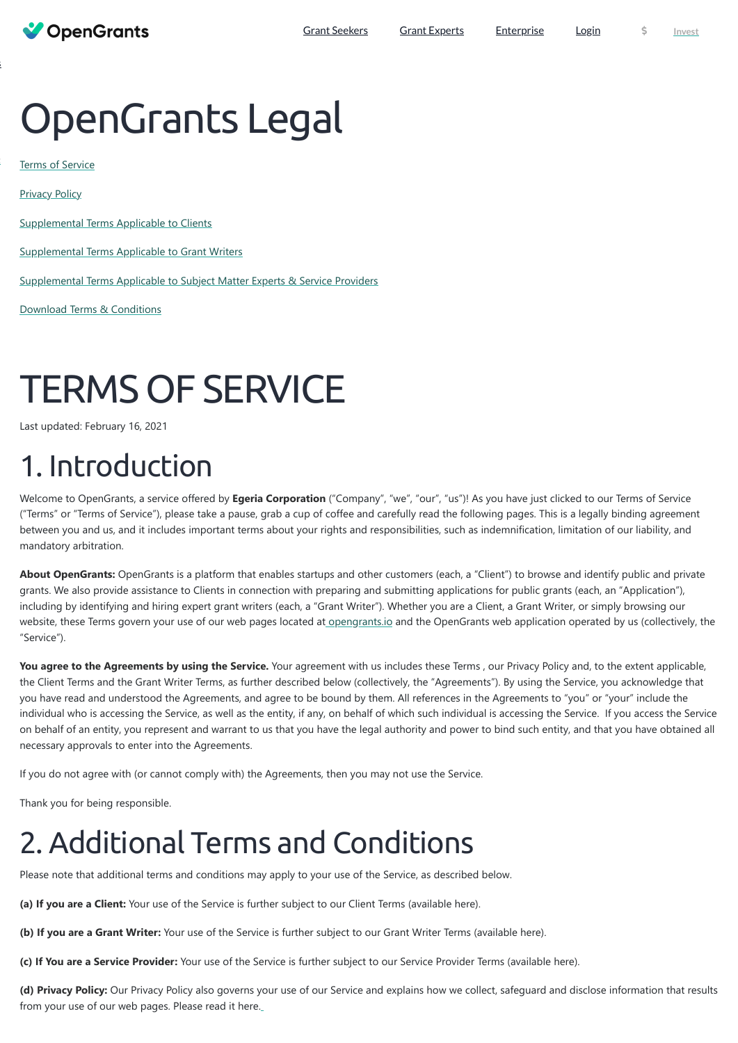OpenGrants Grant Seekers Grant Experts Enterprise Login $ Invest

# OpenGrants Legal

Terms of Service

Privacy Policy

Supplemental Terms Applicable to Clients

Supplemental Terms Applicable to Grant Writers

Supplemental Terms Applicable to Subject Matter Experts & Service Providers

Download Terms & Conditions

# TERMS OF SERVICE

Last updated: February 16, 2021

## 1. Introduction

Welcome to OpenGrants, a service offered by **Egeria Corporation** ("Company", "we", "our", "us")! As you have just clicked to our Terms of Service ("Terms" or "Terms of Service"), please take a pause, grab a cup of coffee and carefully read the following pages. This is a legally binding agreement between you and us, and it includes important terms about your rights and responsibilities, such as indemnification, limitation of our liability, and mandatory arbitration.

**About OpenGrants:** OpenGrants is a platform that enables startups and other customers (each, a "Client") to browse and identify public and private grants. We also provide assistance to Clients in connection with preparing and submitting applications for public grants (each, an "Application"), including by identifying and hiring expert grant writers (each, a "Grant Writer"). Whether you are a Client, a Grant Writer, or simply browsing our website, these Terms govern your use of our web pages located at opengrants.io and the OpenGrants web application operated by us (collectively, the "Service").

**You agree to the Agreements by using the Service.** Your agreement with us includes these Terms , our Privacy Policy and, to the extent applicable, the Client Terms and the Grant Writer Terms, as further described below (collectively, the "Agreements"). By using the Service, you acknowledge that you have read and understood the Agreements, and agree to be bound by them. All references in the Agreements to "you" or "your" include the individual who is accessing the Service, as well as the entity, if any, on behalf of which such individual is accessing the Service. If you access the Service on behalf of an entity, you represent and warrant to us that you have the legal authority and power to bind such entity, and that you have obtained all necessary approvals to enter into the Agreements.

If you do not agree with (or cannot comply with) the Agreements, then you may not use the Service.

Thank you for being responsible.

## 2. Additional Terms and Conditions

Please note that additional terms and conditions may apply to your use of the Service, as described below.

**(a) If you are a Client:** Your use of the Service is further subject to our Client Terms (available here).

**(b) If you are a Grant Writer:** Your use of the Service is further subject to our Grant Writer Terms (available here).

**(c) If You are a Service Provider:** Your use of the Service is further subject to our Service Provider Terms (available here).

**(d) Privacy Policy:** Our Privacy Policy also governs your use of our Service and explains how we collect, safeguard and disclose information that results from your use of our web pages. Please read it here.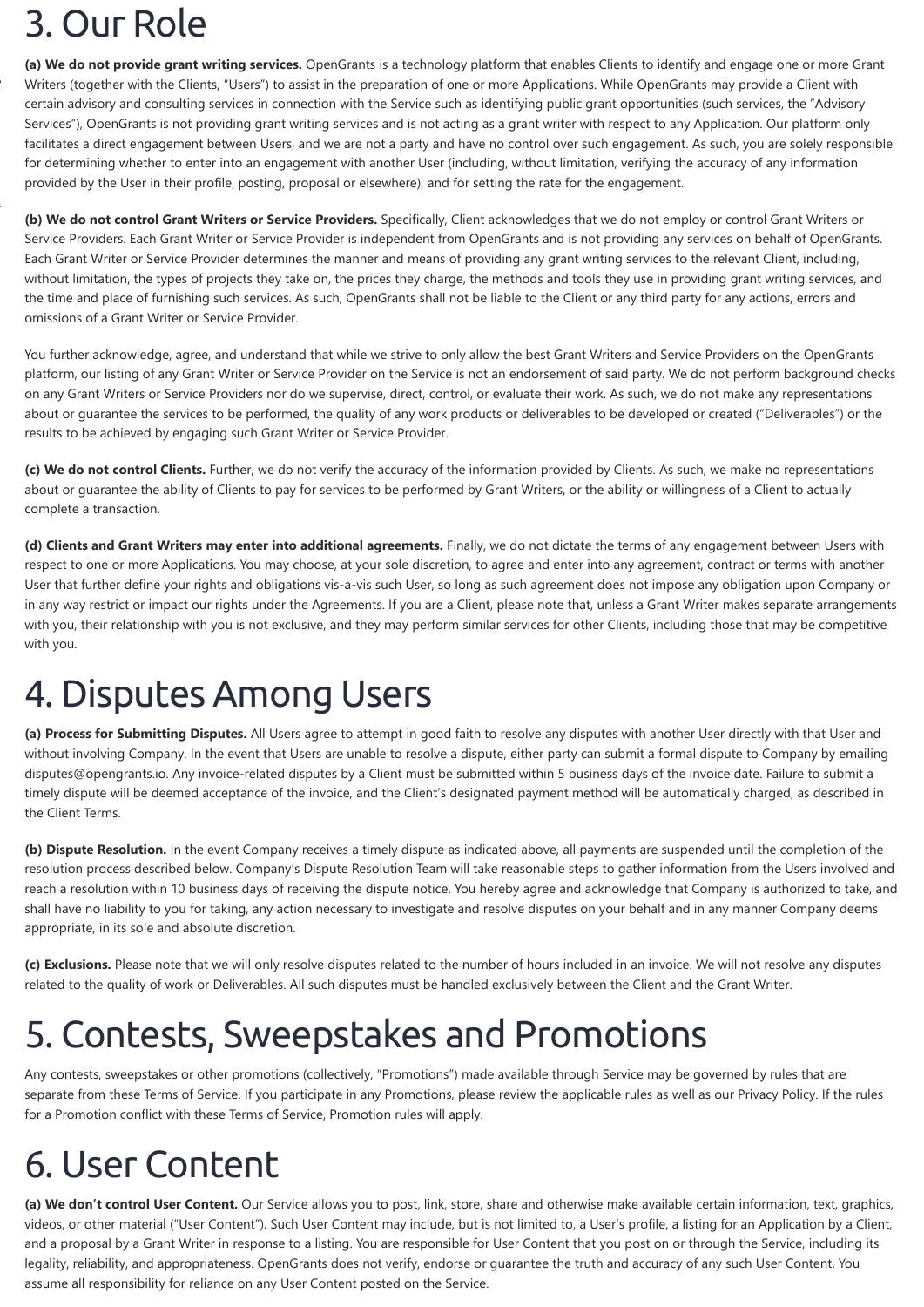# 3. Our Role

**(a) We do not provide grant writing services.** OpenGrants is a technology platform that enables Clients to identify and engage one or more Grant Writers (together with the Clients, "Users") to assist in the preparation of one or more Applications. While OpenGrants may provide a Client with certain advisory and consulting services in connection with the Service such as identifying public grant opportunities (such services, the "Advisory Services"), OpenGrants is not providing grant writing services and is not acting as a grant writer with respect to any Application. Our platform only facilitates a direct engagement between Users, and we are not a party and have no control over such engagement. As such, you are solely responsible for determining whether to enter into an engagement with another User (including, without limitation, verifying the accuracy of any information provided by the User in their profile, posting, proposal or elsewhere), and for setting the rate for the engagement.

**(b) We do not control Grant Writers or Service Providers.** Specifically, Client acknowledges that we do not employ or control Grant Writers or Service Providers. Each Grant Writer or Service Provider is independent from OpenGrants and is not providing any services on behalf of OpenGrants. Each Grant Writer or Service Provider determines the manner and means of providing any grant writing services to the relevant Client, including, without limitation, the types of projects they take on, the prices they charge, the methods and tools they use in providing grant writing services, and the time and place of furnishing such services. As such, OpenGrants shall not be liable to the Client or any third party for any actions, errors and omissions of a Grant Writer or Service Provider.

You further acknowledge, agree, and understand that while we strive to only allow the best Grant Writers and Service Providers on the OpenGrants platform, our listing of any Grant Writer or Service Provider on the Service is not an endorsement of said party. We do not perform background checks on any Grant Writers or Service Providers nor do we supervise, direct, control, or evaluate their work. As such, we do not make any representations about or guarantee the services to be performed, the quality of any work products or deliverables to be developed or created ("Deliverables") or the results to be achieved by engaging such Grant Writer or Service Provider.

**(c) We do not control Clients.** Further, we do not verify the accuracy of the information provided by Clients. As such, we make no representations about or guarantee the ability of Clients to pay for services to be performed by Grant Writers, or the ability or willingness of a Client to actually complete a transaction.

**(d) Clients and Grant Writers may enter into additional agreements.** Finally, we do not dictate the terms of any engagement between Users with respect to one or more Applications. You may choose, at your sole discretion, to agree and enter into any agreement, contract or terms with another User that further define your rights and obligations vis-a-vis such User, so long as such agreement does not impose any obligation upon Company or in any way restrict or impact our rights under the Agreements. If you are a Client, please note that, unless a Grant Writer makes separate arrangements with you, their relationship with you is not exclusive, and they may perform similar services for other Clients, including those that may be competitive with you.

# 4. Disputes Among Users

**(a) Process for Submitting Disputes.** All Users agree to attempt in good faith to resolve any disputes with another User directly with that User and without involving Company. In the event that Users are unable to resolve a dispute, either party can submit a formal dispute to Company by emailing disputes@opengrants.io. Any invoice-related disputes by a Client must be submitted within 5 business days of the invoice date. Failure to submit a timely dispute will be deemed acceptance of the invoice, and the Client's designated payment method will be automatically charged, as described in the Client Terms.

**(b) Dispute Resolution.** In the event Company receives a timely dispute as indicated above, all payments are suspended until the completion of the resolution process described below. Company's Dispute Resolution Team will take reasonable steps to gather information from the Users involved and reach a resolution within 10 business days of receiving the dispute notice. You hereby agree and acknowledge that Company is authorized to take, and shall have no liability to you for taking, any action necessary to investigate and resolve disputes on your behalf and in any manner Company deems appropriate, in its sole and absolute discretion.

**(c) Exclusions.** Please note that we will only resolve disputes related to the number of hours included in an invoice. We will not resolve any disputes related to the quality of work or Deliverables. All such disputes must be handled exclusively between the Client and the Grant Writer.

# 5. Contests, Sweepstakes and Promotions

Any contests, sweepstakes or other promotions (collectively, "Promotions") made available through Service may be governed by rules that are separate from these Terms of Service. If you participate in any Promotions, please review the applicable rules as well as our Privacy Policy. If the rules for a Promotion conflict with these Terms of Service, Promotion rules will apply.

# 6. User Content

**(a) We don't control User Content.** Our Service allows you to post, link, store, share and otherwise make available certain information, text, graphics, videos, or other material ("User Content"). Such User Content may include, but is not limited to, a User's profile, a listing for an Application by a Client, and a proposal by a Grant Writer in response to a listing. You are responsible for User Content that you post on or through the Service, including its legality, reliability, and appropriateness. OpenGrants does not verify, endorse or guarantee the truth and accuracy of any such User Content. You assume all responsibility for reliance on any User Content posted on the Service.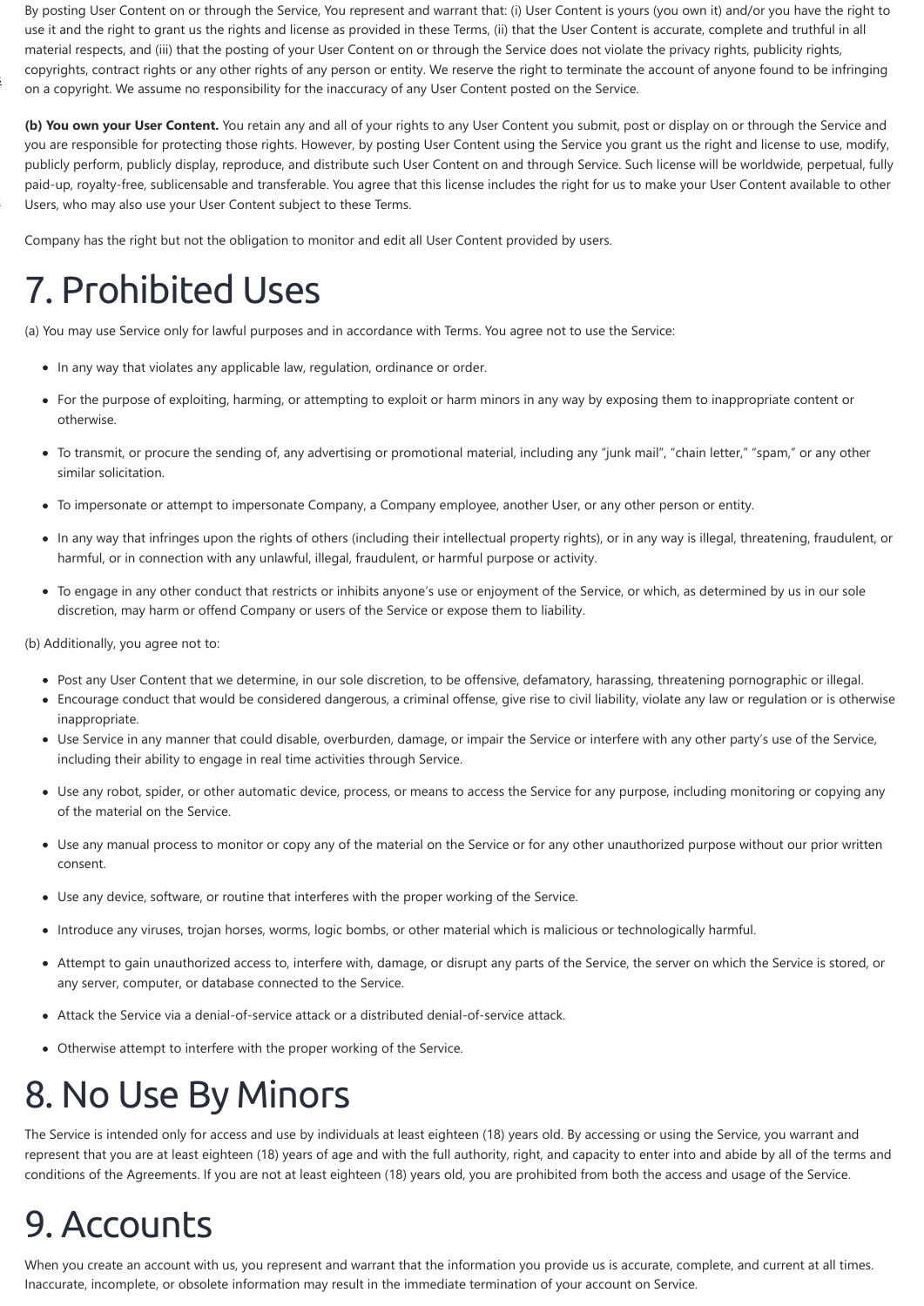By posting User Content on or through the Service, You represent and warrant that: (i) User Content is yours (you own it) and/or you have the right to use it and the right to grant us the rights and license as provided in these Terms, (ii) that the User Content is accurate, complete and truthful in all material respects, and (iii) that the posting of your User Content on or through the Service does not violate the privacy rights, publicity rights, copyrights, contract rights or any other rights of any person or entity. We reserve the right to terminate the account of anyone found to be infringing on a copyright. We assume no responsibility for the inaccuracy of any User Content posted on the Service.

**(b) You own your User Content.** You retain any and all of your rights to any User Content you submit, post or display on or through the Service and you are responsible for protecting those rights. However, by posting User Content using the Service you grant us the right and license to use, modify, publicly perform, publicly display, reproduce, and distribute such User Content on and through Service. Such license will be worldwide, perpetual, fully paid-up, royalty-free, sublicensable and transferable. You agree that this license includes the right for us to make your User Content available to other Users, who may also use your User Content subject to these Terms.

Company has the right but not the obligation to monitor and edit all User Content provided by users.

# 7. Prohibited Uses

(a) You may use Service only for lawful purposes and in accordance with Terms. You agree not to use the Service:

- In any way that violates any applicable law, regulation, ordinance or order.
- For the purpose of exploiting, harming, or attempting to exploit or harm minors in any way by exposing them to inappropriate content or otherwise.
- To transmit, or procure the sending of, any advertising or promotional material, including any "junk mail", "chain letter," "spam," or any other similar solicitation.
- To impersonate or attempt to impersonate Company, a Company employee, another User, or any other person or entity.
- In any way that infringes upon the rights of others (including their intellectual property rights), or in any way is illegal, threatening, fraudulent, or harmful, or in connection with any unlawful, illegal, fraudulent, or harmful purpose or activity.
- To engage in any other conduct that restricts or inhibits anyone's use or enjoyment of the Service, or which, as determined by us in our sole discretion, may harm or offend Company or users of the Service or expose them to liability.

(b) Additionally, you agree not to:

- Post any User Content that we determine, in our sole discretion, to be offensive, defamatory, harassing, threatening pornographic or illegal.
- Encourage conduct that would be considered dangerous, a criminal offense, give rise to civil liability, violate any law or regulation or is otherwise inappropriate.
- Use Service in any manner that could disable, overburden, damage, or impair the Service or interfere with any other party's use of the Service, including their ability to engage in real time activities through Service.
- Use any robot, spider, or other automatic device, process, or means to access the Service for any purpose, including monitoring or copying any of the material on the Service.
- Use any manual process to monitor or copy any of the material on the Service or for any other unauthorized purpose without our prior written consent.
- Use any device, software, or routine that interferes with the proper working of the Service.
- Introduce any viruses, trojan horses, worms, logic bombs, or other material which is malicious or technologically harmful.
- Attempt to gain unauthorized access to, interfere with, damage, or disrupt any parts of the Service, the server on which the Service is stored, or any server, computer, or database connected to the Service.
- Attack the Service via a denial-of-service attack or a distributed denial-of-service attack.
- Otherwise attempt to interfere with the proper working of the Service.

# 8. No Use By Minors

The Service is intended only for access and use by individuals at least eighteen (18) years old. By accessing or using the Service, you warrant and represent that you are at least eighteen (18) years of age and with the full authority, right, and capacity to enter into and abide by all of the terms and conditions of the Agreements. If you are not at least eighteen (18) years old, you are prohibited from both the access and usage of the Service.

# 9. Accounts

When you create an account with us, you represent and warrant that the information you provide us is accurate, complete, and current at all times. Inaccurate, incomplete, or obsolete information may result in the immediate termination of your account on Service.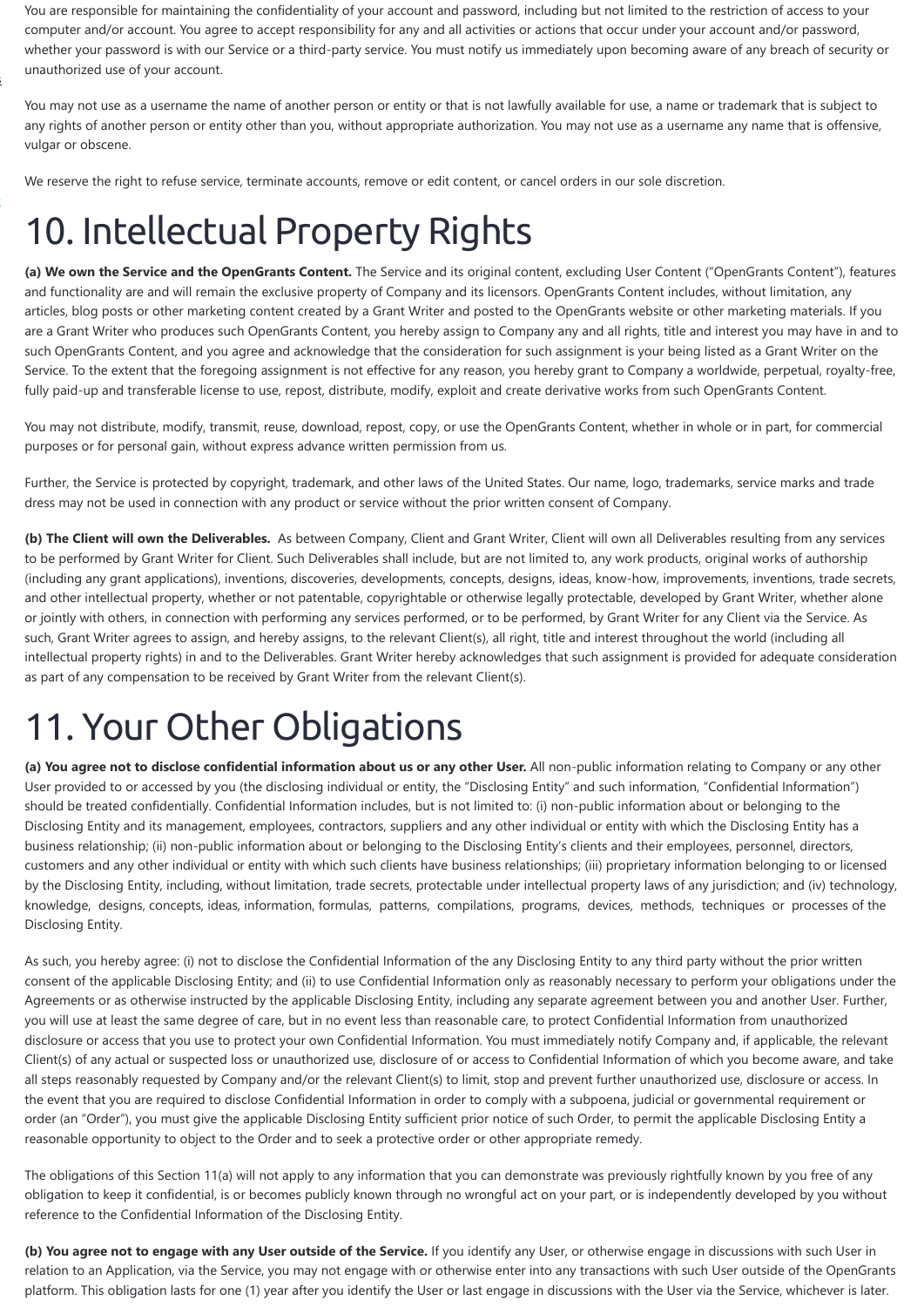You are responsible for maintaining the confidentiality of your account and password, including but not limited to the restriction of access to your computer and/or account. You agree to accept responsibility for any and all activities or actions that occur under your account and/or password, whether your password is with our Service or a third-party service. You must notify us immediately upon becoming aware of any breach of security or unauthorized use of your account.

You may not use as a username the name of another person or entity or that is not lawfully available for use, a name or trademark that is subject to any rights of another person or entity other than you, without appropriate authorization. You may not use as a username any name that is offensive, vulgar or obscene.

We reserve the right to refuse service, terminate accounts, remove or edit content, or cancel orders in our sole discretion.

# 10. Intellectual Property Rights

**(a) We own the Service and the OpenGrants Content.** The Service and its original content, excluding User Content ("OpenGrants Content"), features and functionality are and will remain the exclusive property of Company and its licensors. OpenGrants Content includes, without limitation, any articles, blog posts or other marketing content created by a Grant Writer and posted to the OpenGrants website or other marketing materials. If you are a Grant Writer who produces such OpenGrants Content, you hereby assign to Company any and all rights, title and interest you may have in and to such OpenGrants Content, and you agree and acknowledge that the consideration for such assignment is your being listed as a Grant Writer on the Service. To the extent that the foregoing assignment is not effective for any reason, you hereby grant to Company a worldwide, perpetual, royalty-free, fully paid-up and transferable license to use, repost, distribute, modify, exploit and create derivative works from such OpenGrants Content.

You may not distribute, modify, transmit, reuse, download, repost, copy, or use the OpenGrants Content, whether in whole or in part, for commercial purposes or for personal gain, without express advance written permission from us.

Further, the Service is protected by copyright, trademark, and other laws of the United States. Our name, logo, trademarks, service marks and trade dress may not be used in connection with any product or service without the prior written consent of Company.

**(b) The Client will own the Deliverables.** As between Company, Client and Grant Writer, Client will own all Deliverables resulting from any services to be performed by Grant Writer for Client. Such Deliverables shall include, but are not limited to, any work products, original works of authorship (including any grant applications), inventions, discoveries, developments, concepts, designs, ideas, know-how, improvements, inventions, trade secrets, and other intellectual property, whether or not patentable, copyrightable or otherwise legally protectable, developed by Grant Writer, whether alone or jointly with others, in connection with performing any services performed, or to be performed, by Grant Writer for any Client via the Service. As such, Grant Writer agrees to assign, and hereby assigns, to the relevant Client(s), all right, title and interest throughout the world (including all intellectual property rights) in and to the Deliverables. Grant Writer hereby acknowledges that such assignment is provided for adequate consideration as part of any compensation to be received by Grant Writer from the relevant Client(s).

# 11. Your Other Obligations

**(a) You agree not to disclose confidential information about us or any other User.** All non-public information relating to Company or any other User provided to or accessed by you (the disclosing individual or entity, the "Disclosing Entity" and such information, "Confidential Information") should be treated confidentially. Confidential Information includes, but is not limited to: (i) non-public information about or belonging to the Disclosing Entity and its management, employees, contractors, suppliers and any other individual or entity with which the Disclosing Entity has a business relationship; (ii) non-public information about or belonging to the Disclosing Entity's clients and their employees, personnel, directors, customers and any other individual or entity with which such clients have business relationships; (iii) proprietary information belonging to or licensed by the Disclosing Entity, including, without limitation, trade secrets, protectable under intellectual property laws of any jurisdiction; and (iv) technology, knowledge, designs, concepts, ideas, information, formulas, patterns, compilations, programs, devices, methods, techniques or processes of the Disclosing Entity.

As such, you hereby agree: (i) not to disclose the Confidential Information of the any Disclosing Entity to any third party without the prior written consent of the applicable Disclosing Entity; and (ii) to use Confidential Information only as reasonably necessary to perform your obligations under the Agreements or as otherwise instructed by the applicable Disclosing Entity, including any separate agreement between you and another User. Further, you will use at least the same degree of care, but in no event less than reasonable care, to protect Confidential Information from unauthorized disclosure or access that you use to protect your own Confidential Information. You must immediately notify Company and, if applicable, the relevant Client(s) of any actual or suspected loss or unauthorized use, disclosure of or access to Confidential Information of which you become aware, and take all steps reasonably requested by Company and/or the relevant Client(s) to limit, stop and prevent further unauthorized use, disclosure or access. In the event that you are required to disclose Confidential Information in order to comply with a subpoena, judicial or governmental requirement or order (an "Order"), you must give the applicable Disclosing Entity sufficient prior notice of such Order, to permit the applicable Disclosing Entity a reasonable opportunity to object to the Order and to seek a protective order or other appropriate remedy.

The obligations of this Section 11(a) will not apply to any information that you can demonstrate was previously rightfully known by you free of any obligation to keep it confidential, is or becomes publicly known through no wrongful act on your part, or is independently developed by you without reference to the Confidential Information of the Disclosing Entity.

**(b) You agree not to engage with any User outside of the Service.** If you identify any User, or otherwise engage in discussions with such User in relation to an Application, via the Service, you may not engage with or otherwise enter into any transactions with such User outside of the OpenGrants platform. This obligation lasts for one (1) year after you identify the User or last engage in discussions with the User via the Service, whichever is later.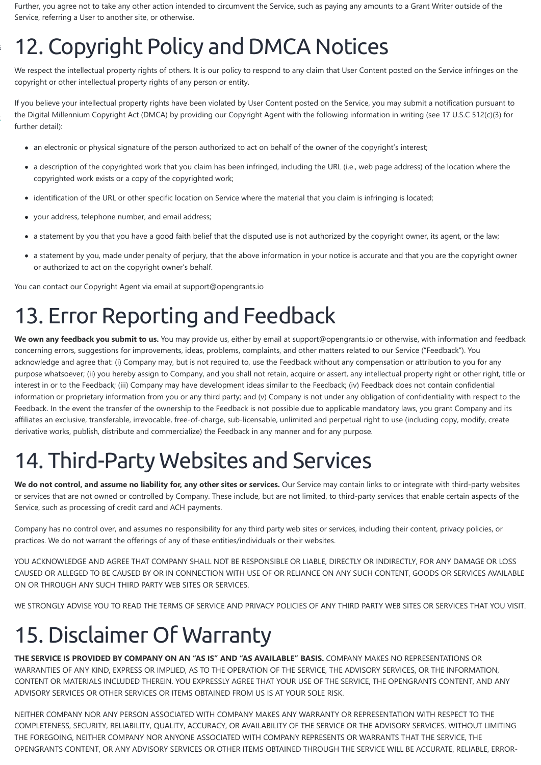Further, you agree not to take any other action intended to circumvent the Service, such as paying any amounts to a Grant Writer outside of the Service, referring a User to another site, or otherwise.

# 12. Copyright Policy and DMCA Notices

We respect the intellectual property rights of others. It is our policy to respond to any claim that User Content posted on the Service infringes on the copyright or other intellectual property rights of any person or entity.

If you believe your intellectual property rights have been violated by User Content posted on the Service, you may submit a notification pursuant to the Digital Millennium Copyright Act (DMCA) by providing our Copyright Agent with the following information in writing (see 17 U.S.C 512(c)(3) for further detail):

- an electronic or physical signature of the person authorized to act on behalf of the owner of the copyright's interest;
- a description of the copyrighted work that you claim has been infringed, including the URL (i.e., web page address) of the location where the copyrighted work exists or a copy of the copyrighted work;
- identification of the URL or other specific location on Service where the material that you claim is infringing is located;
- your address, telephone number, and email address;
- a statement by you that you have a good faith belief that the disputed use is not authorized by the copyright owner, its agent, or the law;
- a statement by you, made under penalty of perjury, that the above information in your notice is accurate and that you are the copyright owner or authorized to act on the copyright owner's behalf.

You can contact our Copyright Agent via email at support@opengrants.io

# 13. Error Reporting and Feedback

**We own any feedback you submit to us.** You may provide us, either by email at support@opengrants.io or otherwise, with information and feedback concerning errors, suggestions for improvements, ideas, problems, complaints, and other matters related to our Service ("Feedback"). You acknowledge and agree that: (i) Company may, but is not required to, use the Feedback without any compensation or attribution to you for any purpose whatsoever; (ii) you hereby assign to Company, and you shall not retain, acquire or assert, any intellectual property right or other right, title or interest in or to the Feedback; (iii) Company may have development ideas similar to the Feedback; (iv) Feedback does not contain confidential information or proprietary information from you or any third party; and (v) Company is not under any obligation of confidentiality with respect to the Feedback. In the event the transfer of the ownership to the Feedback is not possible due to applicable mandatory laws, you grant Company and its affiliates an exclusive, transferable, irrevocable, free-of-charge, sub-licensable, unlimited and perpetual right to use (including copy, modify, create derivative works, publish, distribute and commercialize) the Feedback in any manner and for any purpose.

# 14. Third-Party Websites and Services

**We do not control, and assume no liability for, any other sites or services.** Our Service may contain links to or integrate with third-party websites or services that are not owned or controlled by Company. These include, but are not limited, to third-party services that enable certain aspects of the Service, such as processing of credit card and ACH payments.

Company has no control over, and assumes no responsibility for any third party web sites or services, including their content, privacy policies, or practices. We do not warrant the offerings of any of these entities/individuals or their websites.

YOU ACKNOWLEDGE AND AGREE THAT COMPANY SHALL NOT BE RESPONSIBLE OR LIABLE, DIRECTLY OR INDIRECTLY, FOR ANY DAMAGE OR LOSS CAUSED OR ALLEGED TO BE CAUSED BY OR IN CONNECTION WITH USE OF OR RELIANCE ON ANY SUCH CONTENT, GOODS OR SERVICES AVAILABLE ON OR THROUGH ANY SUCH THIRD PARTY WEB SITES OR SERVICES.

WE STRONGLY ADVISE YOU TO READ THE TERMS OF SERVICE AND PRIVACY POLICIES OF ANY THIRD PARTY WEB SITES OR SERVICES THAT YOU VISIT.

# 15. Disclaimer Of Warranty

**THE SERVICE IS PROVIDED BY COMPANY ON AN "AS IS" AND "AS AVAILABLE" BASIS.** COMPANY MAKES NO REPRESENTATIONS OR WARRANTIES OF ANY KIND, EXPRESS OR IMPLIED, AS TO THE OPERATION OF THE SERVICE, THE ADVISORY SERVICES, OR THE INFORMATION, CONTENT OR MATERIALS INCLUDED THEREIN. YOU EXPRESSLY AGREE THAT YOUR USE OF THE SERVICE, THE OPENGRANTS CONTENT, AND ANY ADVISORY SERVICES OR OTHER SERVICES OR ITEMS OBTAINED FROM US IS AT YOUR SOLE RISK.

NEITHER COMPANY NOR ANY PERSON ASSOCIATED WITH COMPANY MAKES ANY WARRANTY OR REPRESENTATION WITH RESPECT TO THE COMPLETENESS, SECURITY, RELIABILITY, QUALITY, ACCURACY, OR AVAILABILITY OF THE SERVICE OR THE ADVISORY SERVICES. WITHOUT LIMITING THE FOREGOING, NEITHER COMPANY NOR ANYONE ASSOCIATED WITH COMPANY REPRESENTS OR WARRANTS THAT THE SERVICE, THE OPENGRANTS CONTENT, OR ANY ADVISORY SERVICES OR OTHER ITEMS OBTAINED THROUGH THE SERVICE WILL BE ACCURATE, RELIABLE, ERROR-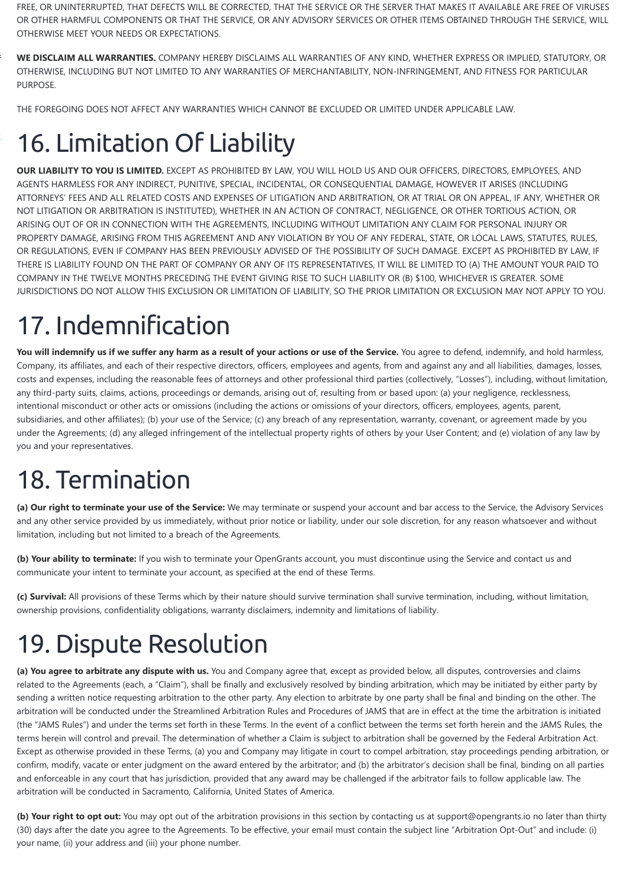FREE, OR UNINTERRUPTED, THAT DEFECTS WILL BE CORRECTED, THAT THE SERVICE OR THE SERVER THAT MAKES IT AVAILABLE ARE FREE OF VIRUSES OR OTHER HARMFUL COMPONENTS OR THAT THE SERVICE, OR ANY ADVISORY SERVICES OR OTHER ITEMS OBTAINED THROUGH THE SERVICE, WILL OTHERWISE MEET YOUR NEEDS OR EXPECTATIONS.

**WE DISCLAIM ALL WARRANTIES.** COMPANY HEREBY DISCLAIMS ALL WARRANTIES OF ANY KIND, WHETHER EXPRESS OR IMPLIED, STATUTORY, OR OTHERWISE, INCLUDING BUT NOT LIMITED TO ANY WARRANTIES OF MERCHANTABILITY, NON-INFRINGEMENT, AND FITNESS FOR PARTICULAR PURPOSE.

THE FOREGOING DOES NOT AFFECT ANY WARRANTIES WHICH CANNOT BE EXCLUDED OR LIMITED UNDER APPLICABLE LAW.

# 16. Limitation Of Liability

**OUR LIABILITY TO YOU IS LIMITED.** EXCEPT AS PROHIBITED BY LAW, YOU WILL HOLD US AND OUR OFFICERS, DIRECTORS, EMPLOYEES, AND AGENTS HARMLESS FOR ANY INDIRECT, PUNITIVE, SPECIAL, INCIDENTAL, OR CONSEQUENTIAL DAMAGE, HOWEVER IT ARISES (INCLUDING ATTORNEYS' FEES AND ALL RELATED COSTS AND EXPENSES OF LITIGATION AND ARBITRATION, OR AT TRIAL OR ON APPEAL, IF ANY, WHETHER OR NOT LITIGATION OR ARBITRATION IS INSTITUTED), WHETHER IN AN ACTION OF CONTRACT, NEGLIGENCE, OR OTHER TORTIOUS ACTION, OR ARISING OUT OF OR IN CONNECTION WITH THE AGREEMENTS, INCLUDING WITHOUT LIMITATION ANY CLAIM FOR PERSONAL INJURY OR PROPERTY DAMAGE, ARISING FROM THIS AGREEMENT AND ANY VIOLATION BY YOU OF ANY FEDERAL, STATE, OR LOCAL LAWS, STATUTES, RULES, OR REGULATIONS, EVEN IF COMPANY HAS BEEN PREVIOUSLY ADVISED OF THE POSSIBILITY OF SUCH DAMAGE. EXCEPT AS PROHIBITED BY LAW, IF THERE IS LIABILITY FOUND ON THE PART OF COMPANY OR ANY OF ITS REPRESENTATIVES, IT WILL BE LIMITED TO (A) THE AMOUNT YOUR PAID TO COMPANY IN THE TWELVE MONTHS PRECEDING THE EVENT GIVING RISE TO SUCH LIABILITY OR (B) $100, WHICHEVER IS GREATER. SOME JURISDICTIONS DO NOT ALLOW THIS EXCLUSION OR LIMITATION OF LIABILITY, SO THE PRIOR LIMITATION OR EXCLUSION MAY NOT APPLY TO YOU.

# 17. Indemnification

**You will indemnify us if we suffer any harm as a result of your actions or use of the Service.** You agree to defend, indemnify, and hold harmless, Company, its affiliates, and each of their respective directors, officers, employees and agents, from and against any and all liabilities, damages, losses, costs and expenses, including the reasonable fees of attorneys and other professional third parties (collectively, "Losses"), including, without limitation, any third-party suits, claims, actions, proceedings or demands, arising out of, resulting from or based upon: (a) your negligence, recklessness, intentional misconduct or other acts or omissions (including the actions or omissions of your directors, officers, employees, agents, parent, subsidiaries, and other affiliates); (b) your use of the Service; (c) any breach of any representation, warranty, covenant, or agreement made by you under the Agreements; (d) any alleged infringement of the intellectual property rights of others by your User Content; and (e) violation of any law by you and your representatives.

# 18. Termination

**(a) Our right to terminate your use of the Service:** We may terminate or suspend your account and bar access to the Service, the Advisory Services and any other service provided by us immediately, without prior notice or liability, under our sole discretion, for any reason whatsoever and without limitation, including but not limited to a breach of the Agreements.

**(b) Your ability to terminate:** If you wish to terminate your OpenGrants account, you must discontinue using the Service and contact us and communicate your intent to terminate your account, as specified at the end of these Terms.

**(c) Survival:** All provisions of these Terms which by their nature should survive termination shall survive termination, including, without limitation, ownership provisions, confidentiality obligations, warranty disclaimers, indemnity and limitations of liability.

# 19. Dispute Resolution

**(a) You agree to arbitrate any dispute with us.** You and Company agree that, except as provided below, all disputes, controversies and claims related to the Agreements (each, a "Claim"), shall be finally and exclusively resolved by binding arbitration, which may be initiated by either party by sending a written notice requesting arbitration to the other party. Any election to arbitrate by one party shall be final and binding on the other. The arbitration will be conducted under the Streamlined Arbitration Rules and Procedures of JAMS that are in effect at the time the arbitration is initiated (the "JAMS Rules") and under the terms set forth in these Terms. In the event of a conflict between the terms set forth herein and the JAMS Rules, the terms herein will control and prevail. The determination of whether a Claim is subject to arbitration shall be governed by the Federal Arbitration Act. Except as otherwise provided in these Terms, (a) you and Company may litigate in court to compel arbitration, stay proceedings pending arbitration, or confirm, modify, vacate or enter judgment on the award entered by the arbitrator; and (b) the arbitrator's decision shall be final, binding on all parties and enforceable in any court that has jurisdiction, provided that any award may be challenged if the arbitrator fails to follow applicable law. The arbitration will be conducted in Sacramento, California, United States of America.

**(b) Your right to opt out:** You may opt out of the arbitration provisions in this section by contacting us at support@opengrants.io no later than thirty (30) days after the date you agree to the Agreements. To be effective, your email must contain the subject line "Arbitration Opt-Out" and include: (i) your name, (ii) your address and (iii) your phone number.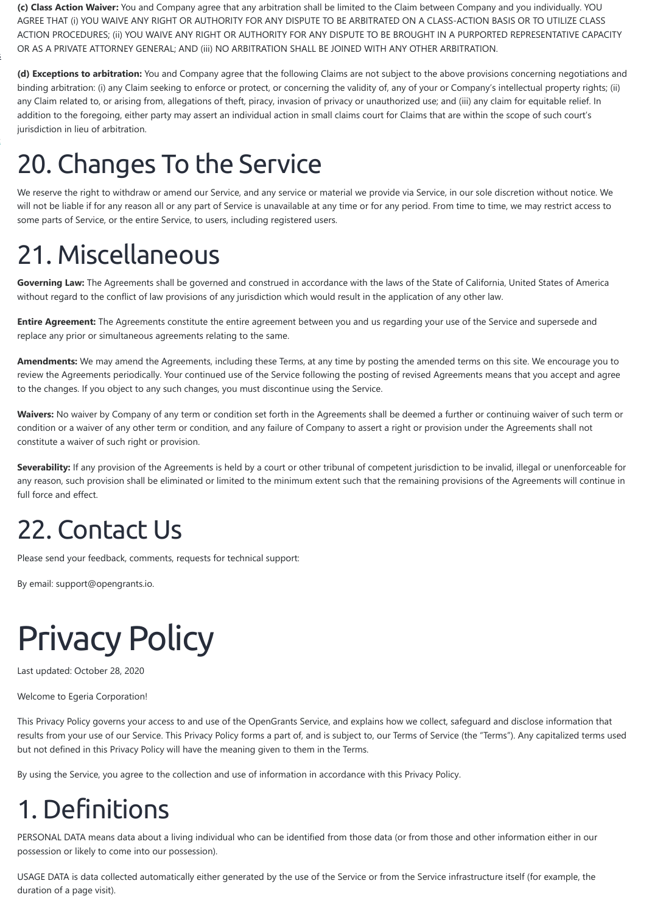**(c) Class Action Waiver:** You and Company agree that any arbitration shall be limited to the Claim between Company and you individually. YOU AGREE THAT (i) YOU WAIVE ANY RIGHT OR AUTHORITY FOR ANY DISPUTE TO BE ARBITRATED ON A CLASS-ACTION BASIS OR TO UTILIZE CLASS ACTION PROCEDURES; (ii) YOU WAIVE ANY RIGHT OR AUTHORITY FOR ANY DISPUTE TO BE BROUGHT IN A PURPORTED REPRESENTATIVE CAPACITY OR AS A PRIVATE ATTORNEY GENERAL; AND (iii) NO ARBITRATION SHALL BE JOINED WITH ANY OTHER ARBITRATION.

**(d) Exceptions to arbitration:** You and Company agree that the following Claims are not subject to the above provisions concerning negotiations and binding arbitration: (i) any Claim seeking to enforce or protect, or concerning the validity of, any of your or Company's intellectual property rights; (ii) any Claim related to, or arising from, allegations of theft, piracy, invasion of privacy or unauthorized use; and (iii) any claim for equitable relief. In addition to the foregoing, either party may assert an individual action in small claims court for Claims that are within the scope of such court's jurisdiction in lieu of arbitration.

# 20. Changes To the Service

We reserve the right to withdraw or amend our Service, and any service or material we provide via Service, in our sole discretion without notice. We will not be liable if for any reason all or any part of Service is unavailable at any time or for any period. From time to time, we may restrict access to some parts of Service, or the entire Service, to users, including registered users.

# 21. Miscellaneous

**Governing Law:** The Agreements shall be governed and construed in accordance with the laws of the State of California, United States of America without regard to the conflict of law provisions of any jurisdiction which would result in the application of any other law.

**Entire Agreement:** The Agreements constitute the entire agreement between you and us regarding your use of the Service and supersede and replace any prior or simultaneous agreements relating to the same.

**Amendments:** We may amend the Agreements, including these Terms, at any time by posting the amended terms on this site. We encourage you to review the Agreements periodically. Your continued use of the Service following the posting of revised Agreements means that you accept and agree to the changes. If you object to any such changes, you must discontinue using the Service.

**Waivers:** No waiver by Company of any term or condition set forth in the Agreements shall be deemed a further or continuing waiver of such term or condition or a waiver of any other term or condition, and any failure of Company to assert a right or provision under the Agreements shall not constitute a waiver of such right or provision.

**Severability:** If any provision of the Agreements is held by a court or other tribunal of competent jurisdiction to be invalid, illegal or unenforceable for any reason, such provision shall be eliminated or limited to the minimum extent such that the remaining provisions of the Agreements will continue in full force and effect.

# 22. Contact Us

Please send your feedback, comments, requests for technical support:

By email: support@opengrants.io.

# Privacy Policy

Last updated: October 28, 2020

Welcome to Egeria Corporation!

This Privacy Policy governs your access to and use of the OpenGrants Service, and explains how we collect, safeguard and disclose information that results from your use of our Service. This Privacy Policy forms a part of, and is subject to, our Terms of Service (the "Terms"). Any capitalized terms used but not defined in this Privacy Policy will have the meaning given to them in the Terms.

By using the Service, you agree to the collection and use of information in accordance with this Privacy Policy.

# 1. Definitions

PERSONAL DATA means data about a living individual who can be identified from those data (or from those and other information either in our possession or likely to come into our possession).

USAGE DATA is data collected automatically either generated by the use of the Service or from the Service infrastructure itself (for example, the duration of a page visit).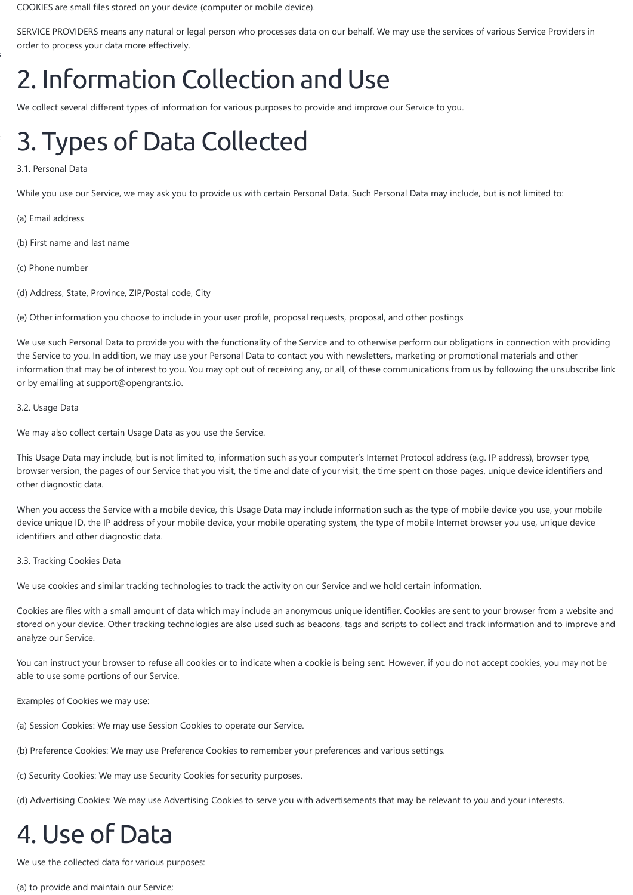COOKIES are small files stored on your device (computer or mobile device).

SERVICE PROVIDERS means any natural or legal person who processes data on our behalf. We may use the services of various Service Providers in order to process your data more effectively.

# 2. Information Collection and Use

We collect several different types of information for various purposes to provide and improve our Service to you.

# 3. Types of Data Collected

3.1. Personal Data

While you use our Service, we may ask you to provide us with certain Personal Data. Such Personal Data may include, but is not limited to:

(a) Email address

(b) First name and last name

(c) Phone number

(d) Address, State, Province, ZIP/Postal code, City

(e) Other information you choose to include in your user profile, proposal requests, proposal, and other postings

We use such Personal Data to provide you with the functionality of the Service and to otherwise perform our obligations in connection with providing the Service to you. In addition, we may use your Personal Data to contact you with newsletters, marketing or promotional materials and other information that may be of interest to you. You may opt out of receiving any, or all, of these communications from us by following the unsubscribe link or by emailing at support@opengrants.io.

3.2. Usage Data

We may also collect certain Usage Data as you use the Service.

This Usage Data may include, but is not limited to, information such as your computer's Internet Protocol address (e.g. IP address), browser type, browser version, the pages of our Service that you visit, the time and date of your visit, the time spent on those pages, unique device identifiers and other diagnostic data.

When you access the Service with a mobile device, this Usage Data may include information such as the type of mobile device you use, your mobile device unique ID, the IP address of your mobile device, your mobile operating system, the type of mobile Internet browser you use, unique device identifiers and other diagnostic data.

3.3. Tracking Cookies Data

We use cookies and similar tracking technologies to track the activity on our Service and we hold certain information.

Cookies are files with a small amount of data which may include an anonymous unique identifier. Cookies are sent to your browser from a website and stored on your device. Other tracking technologies are also used such as beacons, tags and scripts to collect and track information and to improve and analyze our Service.

You can instruct your browser to refuse all cookies or to indicate when a cookie is being sent. However, if you do not accept cookies, you may not be able to use some portions of our Service.

Examples of Cookies we may use:

(a) Session Cookies: We may use Session Cookies to operate our Service.

(b) Preference Cookies: We may use Preference Cookies to remember your preferences and various settings.

(c) Security Cookies: We may use Security Cookies for security purposes.

(d) Advertising Cookies: We may use Advertising Cookies to serve you with advertisements that may be relevant to you and your interests.

# 4. Use of Data

We use the collected data for various purposes:

(a) to provide and maintain our Service;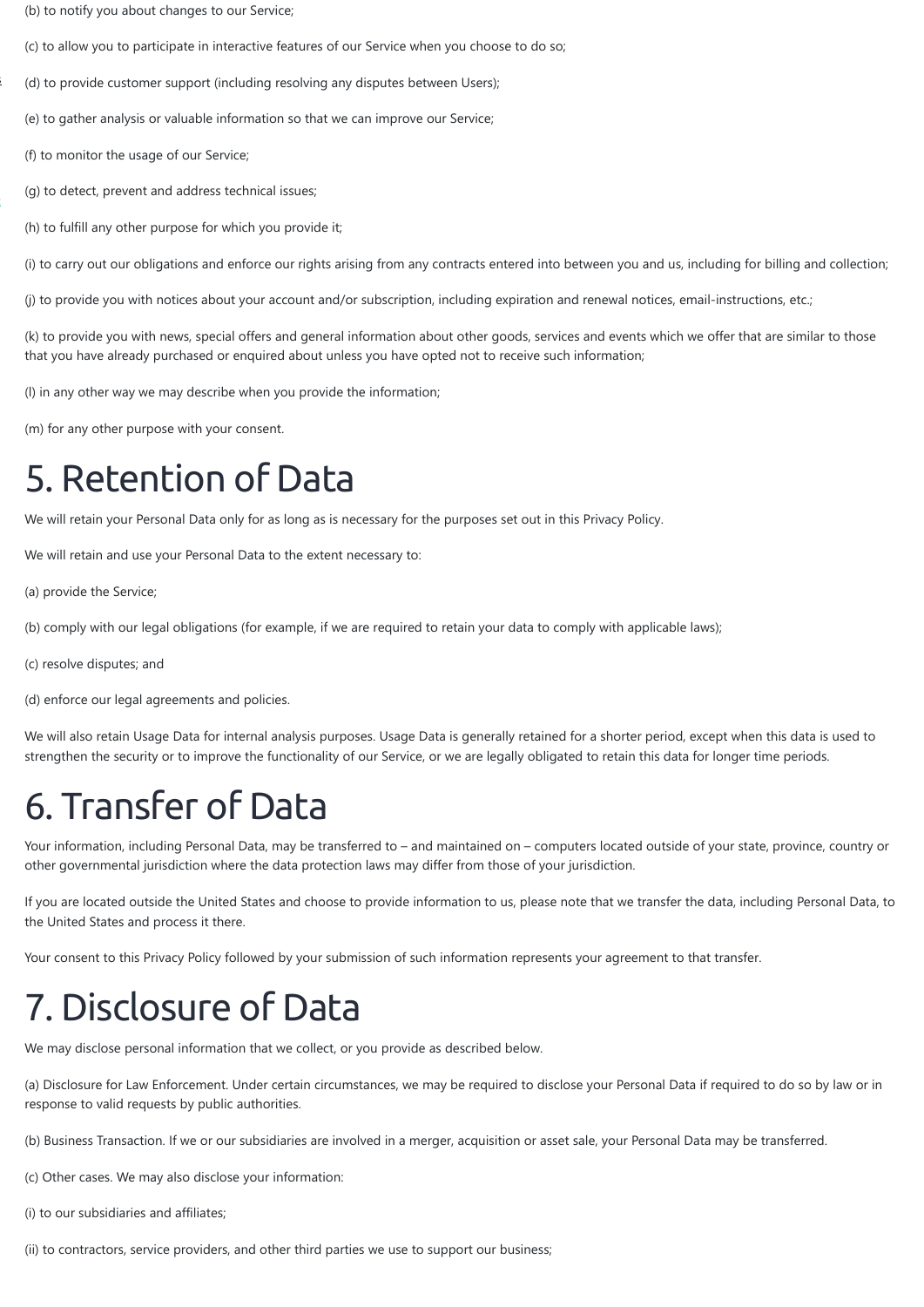(b) to notify you about changes to our Service;

(c) to allow you to participate in interactive features of our Service when you choose to do so;

(d) to provide customer support (including resolving any disputes between Users);

(e) to gather analysis or valuable information so that we can improve our Service;

(f) to monitor the usage of our Service;

(g) to detect, prevent and address technical issues;

(h) to fulfill any other purpose for which you provide it;

(i) to carry out our obligations and enforce our rights arising from any contracts entered into between you and us, including for billing and collection;

(j) to provide you with notices about your account and/or subscription, including expiration and renewal notices, email-instructions, etc.;

(k) to provide you with news, special offers and general information about other goods, services and events which we offer that are similar to those that you have already purchased or enquired about unless you have opted not to receive such information;

(l) in any other way we may describe when you provide the information;

(m) for any other purpose with your consent.

# 5. Retention of Data

We will retain your Personal Data only for as long as is necessary for the purposes set out in this Privacy Policy.

We will retain and use your Personal Data to the extent necessary to:

(a) provide the Service;

(b) comply with our legal obligations (for example, if we are required to retain your data to comply with applicable laws);

(c) resolve disputes; and

(d) enforce our legal agreements and policies.

We will also retain Usage Data for internal analysis purposes. Usage Data is generally retained for a shorter period, except when this data is used to strengthen the security or to improve the functionality of our Service, or we are legally obligated to retain this data for longer time periods.

# 6. Transfer of Data

Your information, including Personal Data, may be transferred to – and maintained on – computers located outside of your state, province, country or other governmental jurisdiction where the data protection laws may differ from those of your jurisdiction.

If you are located outside the United States and choose to provide information to us, please note that we transfer the data, including Personal Data, to the United States and process it there.

Your consent to this Privacy Policy followed by your submission of such information represents your agreement to that transfer.

# 7. Disclosure of Data

We may disclose personal information that we collect, or you provide as described below.

(a) Disclosure for Law Enforcement. Under certain circumstances, we may be required to disclose your Personal Data if required to do so by law or in response to valid requests by public authorities.

(b) Business Transaction. If we or our subsidiaries are involved in a merger, acquisition or asset sale, your Personal Data may be transferred.

(c) Other cases. We may also disclose your information:

(i) to our subsidiaries and affiliates;

(ii) to contractors, service providers, and other third parties we use to support our business;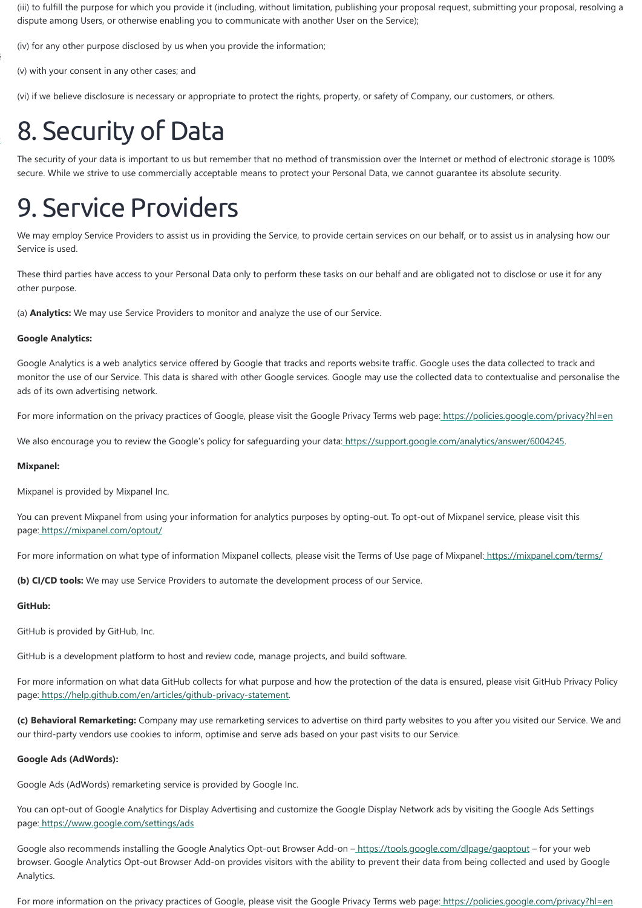(iii) to fulfill the purpose for which you provide it (including, without limitation, publishing your proposal request, submitting your proposal, resolving a dispute among Users, or otherwise enabling you to communicate with another User on the Service);

(iv) for any other purpose disclosed by us when you provide the information;

(v) with your consent in any other cases; and

(vi) if we believe disclosure is necessary or appropriate to protect the rights, property, or safety of Company, our customers, or others.

# 8. Security of Data

The security of your data is important to us but remember that no method of transmission over the Internet or method of electronic storage is 100% secure. While we strive to use commercially acceptable means to protect your Personal Data, we cannot guarantee its absolute security.

# 9. Service Providers

We may employ Service Providers to assist us in providing the Service, to provide certain services on our behalf, or to assist us in analysing how our Service is used.

These third parties have access to your Personal Data only to perform these tasks on our behalf and are obligated not to disclose or use it for any other purpose.

(a) **Analytics:** We may use Service Providers to monitor and analyze the use of our Service.

**Google Analytics:**

Google Analytics is a web analytics service offered by Google that tracks and reports website traffic. Google uses the data collected to track and monitor the use of our Service. This data is shared with other Google services. Google may use the collected data to contextualise and personalise the ads of its own advertising network.

For more information on the privacy practices of Google, please visit the Google Privacy Terms web page: https://policies.google.com/privacy?hl=en

We also encourage you to review the Google's policy for safeguarding your data: https://support.google.com/analytics/answer/6004245.

**Mixpanel:**

Mixpanel is provided by Mixpanel Inc.

You can prevent Mixpanel from using your information for analytics purposes by opting-out. To opt-out of Mixpanel service, please visit this page: https://mixpanel.com/optout/

For more information on what type of information Mixpanel collects, please visit the Terms of Use page of Mixpanel: https://mixpanel.com/terms/

**(b) CI/CD tools:** We may use Service Providers to automate the development process of our Service.

**GitHub:**

GitHub is provided by GitHub, Inc.

GitHub is a development platform to host and review code, manage projects, and build software.

For more information on what data GitHub collects for what purpose and how the protection of the data is ensured, please visit GitHub Privacy Policy page: https://help.github.com/en/articles/github-privacy-statement.

**(c) Behavioral Remarketing:** Company may use remarketing services to advertise on third party websites to you after you visited our Service. We and our third-party vendors use cookies to inform, optimise and serve ads based on your past visits to our Service.

**Google Ads (AdWords):**

Google Ads (AdWords) remarketing service is provided by Google Inc.

You can opt-out of Google Analytics for Display Advertising and customize the Google Display Network ads by visiting the Google Ads Settings page: https://www.google.com/settings/ads

Google also recommends installing the Google Analytics Opt-out Browser Add-on – https://tools.google.com/dlpage/gaoptout – for your web browser. Google Analytics Opt-out Browser Add-on provides visitors with the ability to prevent their data from being collected and used by Google Analytics.

For more information on the privacy practices of Google, please visit the Google Privacy Terms web page: https://policies.google.com/privacy?hl=en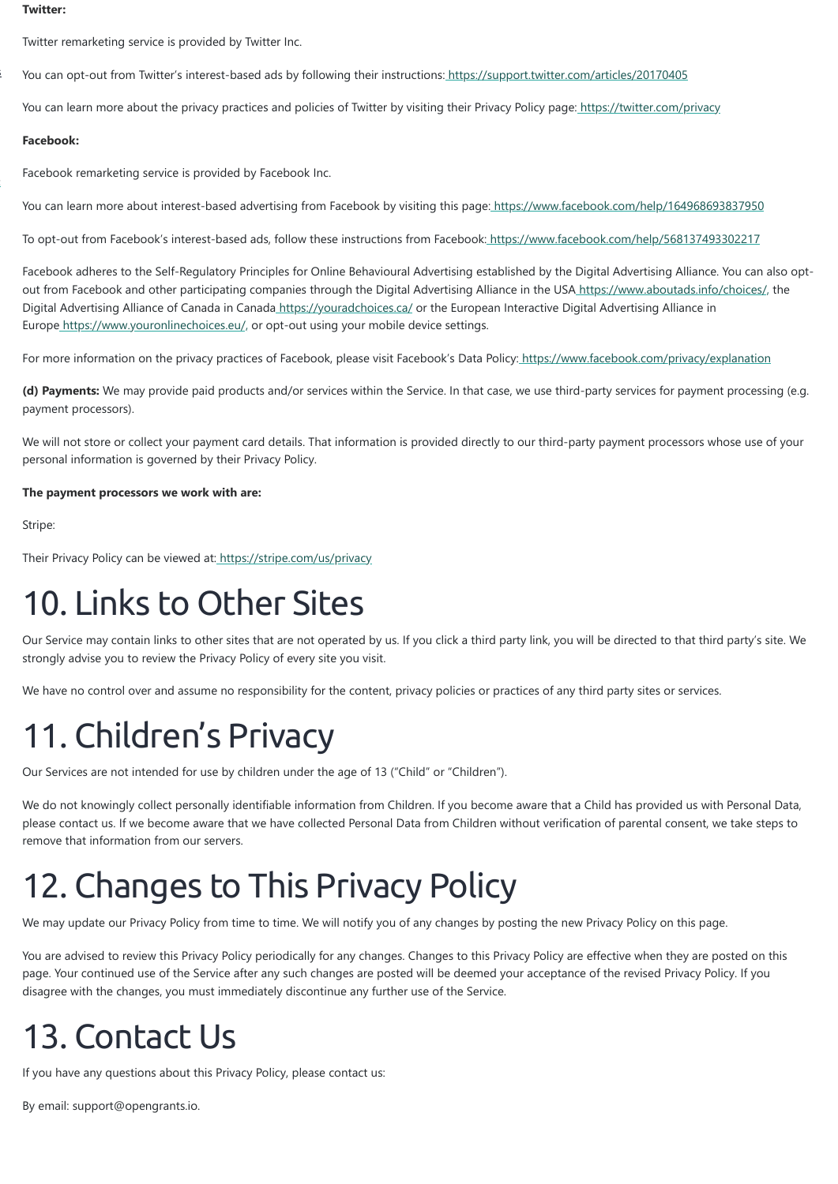**Twitter:**

Twitter remarketing service is provided by Twitter Inc.

You can opt-out from Twitter's interest-based ads by following their instructions: https://support.twitter.com/articles/20170405

You can learn more about the privacy practices and policies of Twitter by visiting their Privacy Policy page: https://twitter.com/privacy

**Facebook:**

Facebook remarketing service is provided by Facebook Inc.

You can learn more about interest-based advertising from Facebook by visiting this page: https://www.facebook.com/help/164968693837950

To opt-out from Facebook's interest-based ads, follow these instructions from Facebook: https://www.facebook.com/help/568137493302217

Facebook adheres to the Self-Regulatory Principles for Online Behavioural Advertising established by the Digital Advertising Alliance. You can also opt-out from Facebook and other participating companies through the Digital Advertising Alliance in the USA https://www.aboutads.info/choices/, the Digital Advertising Alliance of Canada in Canada https://youradchoices.ca/ or the European Interactive Digital Advertising Alliance in Europe https://www.youronlinechoices.eu/, or opt-out using your mobile device settings.

For more information on the privacy practices of Facebook, please visit Facebook's Data Policy: https://www.facebook.com/privacy/explanation

**(d) Payments:** We may provide paid products and/or services within the Service. In that case, we use third-party services for payment processing (e.g. payment processors).

We will not store or collect your payment card details. That information is provided directly to our third-party payment processors whose use of your personal information is governed by their Privacy Policy.

**The payment processors we work with are:**

Stripe:

Their Privacy Policy can be viewed at: https://stripe.com/us/privacy

# 10. Links to Other Sites

Our Service may contain links to other sites that are not operated by us. If you click a third party link, you will be directed to that third party's site. We strongly advise you to review the Privacy Policy of every site you visit.

We have no control over and assume no responsibility for the content, privacy policies or practices of any third party sites or services.

# 11. Children's Privacy

Our Services are not intended for use by children under the age of 13 ("Child" or "Children").

We do not knowingly collect personally identifiable information from Children. If you become aware that a Child has provided us with Personal Data, please contact us. If we become aware that we have collected Personal Data from Children without verification of parental consent, we take steps to remove that information from our servers.

# 12. Changes to This Privacy Policy

We may update our Privacy Policy from time to time. We will notify you of any changes by posting the new Privacy Policy on this page.

You are advised to review this Privacy Policy periodically for any changes. Changes to this Privacy Policy are effective when they are posted on this page. Your continued use of the Service after any such changes are posted will be deemed your acceptance of the revised Privacy Policy. If you disagree with the changes, you must immediately discontinue any further use of the Service.

# 13. Contact Us

If you have any questions about this Privacy Policy, please contact us:

By email: support@opengrants.io.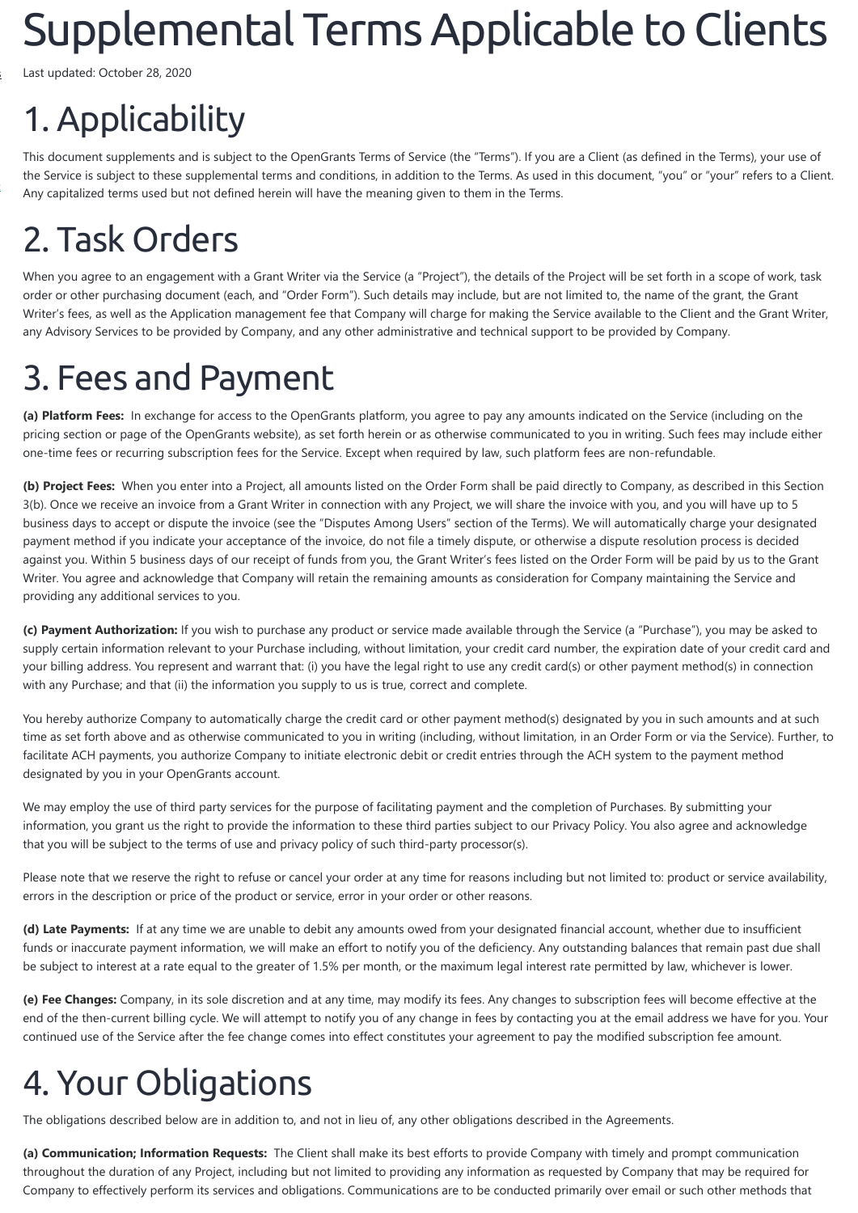# Supplemental Terms Applicable to Clients

Last updated: October 28, 2020

# 1. Applicability

This document supplements and is subject to the OpenGrants Terms of Service (the "Terms"). If you are a Client (as defined in the Terms), your use of the Service is subject to these supplemental terms and conditions, in addition to the Terms. As used in this document, "you" or "your" refers to a Client. Any capitalized terms used but not defined herein will have the meaning given to them in the Terms.

# 2. Task Orders

When you agree to an engagement with a Grant Writer via the Service (a "Project"), the details of the Project will be set forth in a scope of work, task order or other purchasing document (each, and "Order Form"). Such details may include, but are not limited to, the name of the grant, the Grant Writer's fees, as well as the Application management fee that Company will charge for making the Service available to the Client and the Grant Writer, any Advisory Services to be provided by Company, and any other administrative and technical support to be provided by Company.

# 3. Fees and Payment

**(a) Platform Fees:** In exchange for access to the OpenGrants platform, you agree to pay any amounts indicated on the Service (including on the pricing section or page of the OpenGrants website), as set forth herein or as otherwise communicated to you in writing. Such fees may include either one-time fees or recurring subscription fees for the Service. Except when required by law, such platform fees are non-refundable.

**(b) Project Fees:** When you enter into a Project, all amounts listed on the Order Form shall be paid directly to Company, as described in this Section 3(b). Once we receive an invoice from a Grant Writer in connection with any Project, we will share the invoice with you, and you will have up to 5 business days to accept or dispute the invoice (see the "Disputes Among Users" section of the Terms). We will automatically charge your designated payment method if you indicate your acceptance of the invoice, do not file a timely dispute, or otherwise a dispute resolution process is decided against you. Within 5 business days of our receipt of funds from you, the Grant Writer's fees listed on the Order Form will be paid by us to the Grant Writer. You agree and acknowledge that Company will retain the remaining amounts as consideration for Company maintaining the Service and providing any additional services to you.

**(c) Payment Authorization:** If you wish to purchase any product or service made available through the Service (a "Purchase"), you may be asked to supply certain information relevant to your Purchase including, without limitation, your credit card number, the expiration date of your credit card and your billing address. You represent and warrant that: (i) you have the legal right to use any credit card(s) or other payment method(s) in connection with any Purchase; and that (ii) the information you supply to us is true, correct and complete.

You hereby authorize Company to automatically charge the credit card or other payment method(s) designated by you in such amounts and at such time as set forth above and as otherwise communicated to you in writing (including, without limitation, in an Order Form or via the Service). Further, to facilitate ACH payments, you authorize Company to initiate electronic debit or credit entries through the ACH system to the payment method designated by you in your OpenGrants account.

We may employ the use of third party services for the purpose of facilitating payment and the completion of Purchases. By submitting your information, you grant us the right to provide the information to these third parties subject to our Privacy Policy. You also agree and acknowledge that you will be subject to the terms of use and privacy policy of such third-party processor(s).

Please note that we reserve the right to refuse or cancel your order at any time for reasons including but not limited to: product or service availability, errors in the description or price of the product or service, error in your order or other reasons.

**(d) Late Payments:** If at any time we are unable to debit any amounts owed from your designated financial account, whether due to insufficient funds or inaccurate payment information, we will make an effort to notify you of the deficiency. Any outstanding balances that remain past due shall be subject to interest at a rate equal to the greater of 1.5% per month, or the maximum legal interest rate permitted by law, whichever is lower.

**(e) Fee Changes:** Company, in its sole discretion and at any time, may modify its fees. Any changes to subscription fees will become effective at the end of the then-current billing cycle. We will attempt to notify you of any change in fees by contacting you at the email address we have for you. Your continued use of the Service after the fee change comes into effect constitutes your agreement to pay the modified subscription fee amount.

# 4. Your Obligations

The obligations described below are in addition to, and not in lieu of, any other obligations described in the Agreements.

**(a) Communication; Information Requests:** The Client shall make its best efforts to provide Company with timely and prompt communication throughout the duration of any Project, including but not limited to providing any information as requested by Company that may be required for Company to effectively perform its services and obligations. Communications are to be conducted primarily over email or such other methods that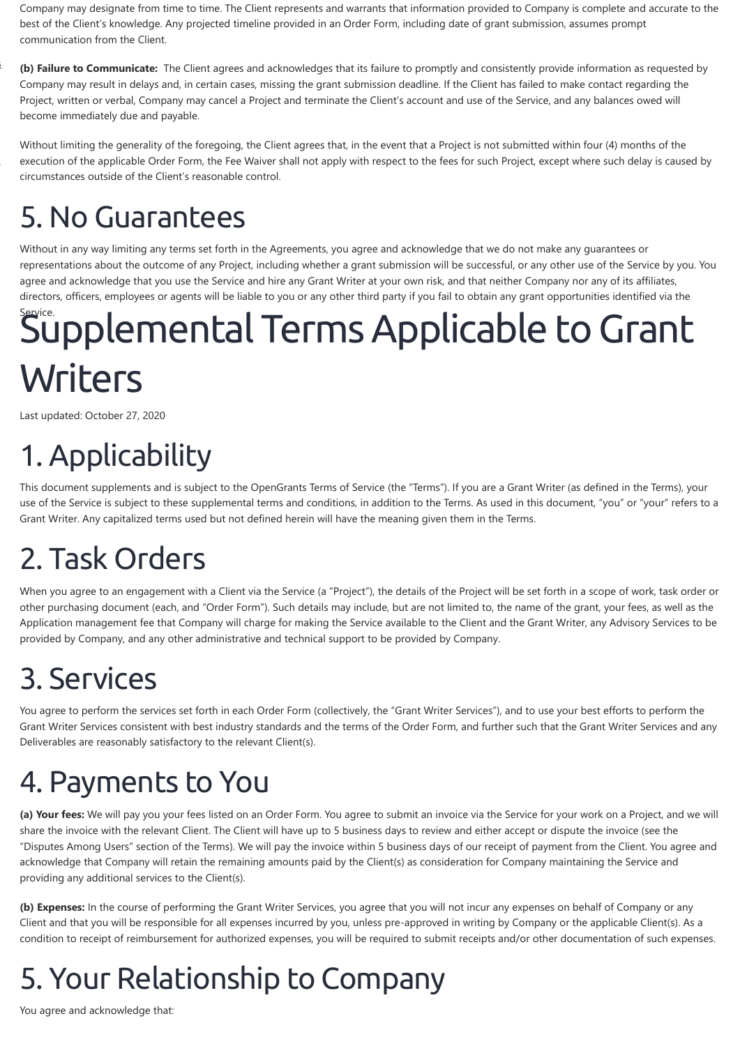Company may designate from time to time. The Client represents and warrants that information provided to Company is complete and accurate to the best of the Client's knowledge. Any projected timeline provided in an Order Form, including date of grant submission, assumes prompt communication from the Client.

**(b) Failure to Communicate:** The Client agrees and acknowledges that its failure to promptly and consistently provide information as requested by Company may result in delays and, in certain cases, missing the grant submission deadline. If the Client has failed to make contact regarding the Project, written or verbal, Company may cancel a Project and terminate the Client's account and use of the Service, and any balances owed will become immediately due and payable.

Without limiting the generality of the foregoing, the Client agrees that, in the event that a Project is not submitted within four (4) months of the execution of the applicable Order Form, the Fee Waiver shall not apply with respect to the fees for such Project, except where such delay is caused by circumstances outside of the Client's reasonable control.

## 5. No Guarantees

Without in any way limiting any terms set forth in the Agreements, you agree and acknowledge that we do not make any guarantees or representations about the outcome of any Project, including whether a grant submission will be successful, or any other use of the Service by you. You agree and acknowledge that you use the Service and hire any Grant Writer at your own risk, and that neither Company nor any of its affiliates, directors, officers, employees or agents will be liable to you or any other third party if you fail to obtain any grant opportunities identified via the Service.

# Supplemental Terms Applicable to Grant Writers

Last updated: October 27, 2020

## 1. Applicability

This document supplements and is subject to the OpenGrants Terms of Service (the "Terms"). If you are a Grant Writer (as defined in the Terms), your use of the Service is subject to these supplemental terms and conditions, in addition to the Terms. As used in this document, "you" or "your" refers to a Grant Writer. Any capitalized terms used but not defined herein will have the meaning given them in the Terms.

## 2. Task Orders

When you agree to an engagement with a Client via the Service (a "Project"), the details of the Project will be set forth in a scope of work, task order or other purchasing document (each, and "Order Form"). Such details may include, but are not limited to, the name of the grant, your fees, as well as the Application management fee that Company will charge for making the Service available to the Client and the Grant Writer, any Advisory Services to be provided by Company, and any other administrative and technical support to be provided by Company.

## 3. Services

You agree to perform the services set forth in each Order Form (collectively, the "Grant Writer Services"), and to use your best efforts to perform the Grant Writer Services consistent with best industry standards and the terms of the Order Form, and further such that the Grant Writer Services and any Deliverables are reasonably satisfactory to the relevant Client(s).

## 4. Payments to You

**(a) Your fees:** We will pay you your fees listed on an Order Form. You agree to submit an invoice via the Service for your work on a Project, and we will share the invoice with the relevant Client. The Client will have up to 5 business days to review and either accept or dispute the invoice (see the "Disputes Among Users" section of the Terms). We will pay the invoice within 5 business days of our receipt of payment from the Client. You agree and acknowledge that Company will retain the remaining amounts paid by the Client(s) as consideration for Company maintaining the Service and providing any additional services to the Client(s).

**(b) Expenses:** In the course of performing the Grant Writer Services, you agree that you will not incur any expenses on behalf of Company or any Client and that you will be responsible for all expenses incurred by you, unless pre-approved in writing by Company or the applicable Client(s). As a condition to receipt of reimbursement for authorized expenses, you will be required to submit receipts and/or other documentation of such expenses.

## 5. Your Relationship to Company

You agree and acknowledge that: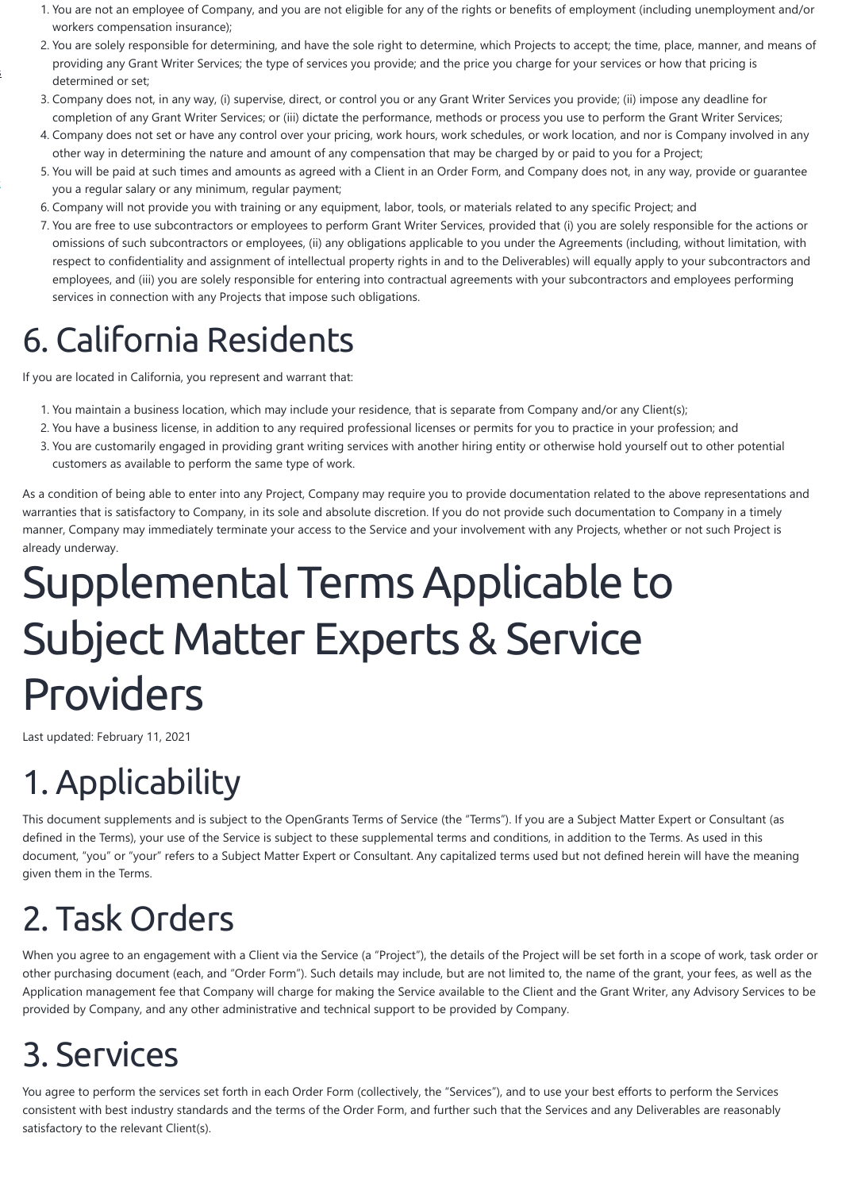1. You are not an employee of Company, and you are not eligible for any of the rights or benefits of employment (including unemployment and/or workers compensation insurance);
2. You are solely responsible for determining, and have the sole right to determine, which Projects to accept; the time, place, manner, and means of providing any Grant Writer Services; the type of services you provide; and the price you charge for your services or how that pricing is determined or set;
3. Company does not, in any way, (i) supervise, direct, or control you or any Grant Writer Services you provide; (ii) impose any deadline for completion of any Grant Writer Services; or (iii) dictate the performance, methods or process you use to perform the Grant Writer Services;
4. Company does not set or have any control over your pricing, work hours, work schedules, or work location, and nor is Company involved in any other way in determining the nature and amount of any compensation that may be charged by or paid to you for a Project;
5. You will be paid at such times and amounts as agreed with a Client in an Order Form, and Company does not, in any way, provide or guarantee you a regular salary or any minimum, regular payment;
6. Company will not provide you with training or any equipment, labor, tools, or materials related to any specific Project; and
7. You are free to use subcontractors or employees to perform Grant Writer Services, provided that (i) you are solely responsible for the actions or omissions of such subcontractors or employees, (ii) any obligations applicable to you under the Agreements (including, without limitation, with respect to confidentiality and assignment of intellectual property rights in and to the Deliverables) will equally apply to your subcontractors and employees, and (iii) you are solely responsible for entering into contractual agreements with your subcontractors and employees performing services in connection with any Projects that impose such obligations.

## 6. California Residents

If you are located in California, you represent and warrant that:

1. You maintain a business location, which may include your residence, that is separate from Company and/or any Client(s);
2. You have a business license, in addition to any required professional licenses or permits for you to practice in your profession; and
3. You are customarily engaged in providing grant writing services with another hiring entity or otherwise hold yourself out to other potential customers as available to perform the same type of work.

As a condition of being able to enter into any Project, Company may require you to provide documentation related to the above representations and warranties that is satisfactory to Company, in its sole and absolute discretion. If you do not provide such documentation to Company in a timely manner, Company may immediately terminate your access to the Service and your involvement with any Projects, whether or not such Project is already underway.

# Supplemental Terms Applicable to Subject Matter Experts & Service Providers

Last updated: February 11, 2021

## 1. Applicability

This document supplements and is subject to the OpenGrants Terms of Service (the "Terms"). If you are a Subject Matter Expert or Consultant (as defined in the Terms), your use of the Service is subject to these supplemental terms and conditions, in addition to the Terms. As used in this document, "you" or "your" refers to a Subject Matter Expert or Consultant. Any capitalized terms used but not defined herein will have the meaning given them in the Terms.

## 2. Task Orders

When you agree to an engagement with a Client via the Service (a "Project"), the details of the Project will be set forth in a scope of work, task order or other purchasing document (each, and "Order Form"). Such details may include, but are not limited to, the name of the grant, your fees, as well as the Application management fee that Company will charge for making the Service available to the Client and the Grant Writer, any Advisory Services to be provided by Company, and any other administrative and technical support to be provided by Company.

## 3. Services

You agree to perform the services set forth in each Order Form (collectively, the "Services"), and to use your best efforts to perform the Services consistent with best industry standards and the terms of the Order Form, and further such that the Services and any Deliverables are reasonably satisfactory to the relevant Client(s).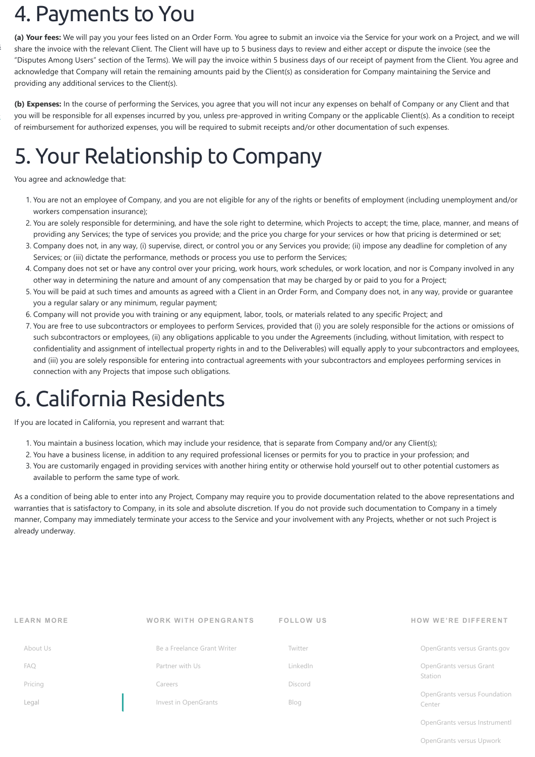# 4. Payments to You

**(a) Your fees:** We will pay you your fees listed on an Order Form. You agree to submit an invoice via the Service for your work on a Project, and we will share the invoice with the relevant Client. The Client will have up to 5 business days to review and either accept or dispute the invoice (see the "Disputes Among Users" section of the Terms). We will pay the invoice within 5 business days of our receipt of payment from the Client. You agree and acknowledge that Company will retain the remaining amounts paid by the Client(s) as consideration for Company maintaining the Service and providing any additional services to the Client(s).

**(b) Expenses:** In the course of performing the Services, you agree that you will not incur any expenses on behalf of Company or any Client and that you will be responsible for all expenses incurred by you, unless pre-approved in writing Company or the applicable Client(s). As a condition to receipt of reimbursement for authorized expenses, you will be required to submit receipts and/or other documentation of such expenses.

# 5. Your Relationship to Company

You agree and acknowledge that:

1. You are not an employee of Company, and you are not eligible for any of the rights or benefits of employment (including unemployment and/or workers compensation insurance);
2. You are solely responsible for determining, and have the sole right to determine, which Projects to accept; the time, place, manner, and means of providing any Services; the type of services you provide; and the price you charge for your services or how that pricing is determined or set;
3. Company does not, in any way, (i) supervise, direct, or control you or any Services you provide; (ii) impose any deadline for completion of any Services; or (iii) dictate the performance, methods or process you use to perform the Services;
4. Company does not set or have any control over your pricing, work hours, work schedules, or work location, and nor is Company involved in any other way in determining the nature and amount of any compensation that may be charged by or paid to you for a Project;
5. You will be paid at such times and amounts as agreed with a Client in an Order Form, and Company does not, in any way, provide or guarantee you a regular salary or any minimum, regular payment;
6. Company will not provide you with training or any equipment, labor, tools, or materials related to any specific Project; and
7. You are free to use subcontractors or employees to perform Services, provided that (i) you are solely responsible for the actions or omissions of such subcontractors or employees, (ii) any obligations applicable to you under the Agreements (including, without limitation, with respect to confidentiality and assignment of intellectual property rights in and to the Deliverables) will equally apply to your subcontractors and employees, and (iii) you are solely responsible for entering into contractual agreements with your subcontractors and employees performing services in connection with any Projects that impose such obligations.

# 6. California Residents

If you are located in California, you represent and warrant that:

1. You maintain a business location, which may include your residence, that is separate from Company and/or any Client(s);
2. You have a business license, in addition to any required professional licenses or permits for you to practice in your profession; and
3. You are customarily engaged in providing services with another hiring entity or otherwise hold yourself out to other potential customers as available to perform the same type of work.

As a condition of being able to enter into any Project, Company may require you to provide documentation related to the above representations and warranties that is satisfactory to Company, in its sole and absolute discretion. If you do not provide such documentation to Company in a timely manner, Company may immediately terminate your access to the Service and your involvement with any Projects, whether or not such Project is already underway.

**LEARN MORE**

- About Us
- FAQ
- Pricing
- Legal

**WORK WITH OPENGRANTS**

- Be a Freelance Grant Writer
- Partner with Us
- Careers
- Invest in OpenGrants

**FOLLOW US**

- Twitter
- LinkedIn
- Discord
- Blog

**HOW WE'RE DIFFERENT**

- OpenGrants versus Grants.gov
- OpenGrants versus Grant Station
- OpenGrants versus Foundation Center
- OpenGrants versus Instrumentl
- OpenGrants versus Upwork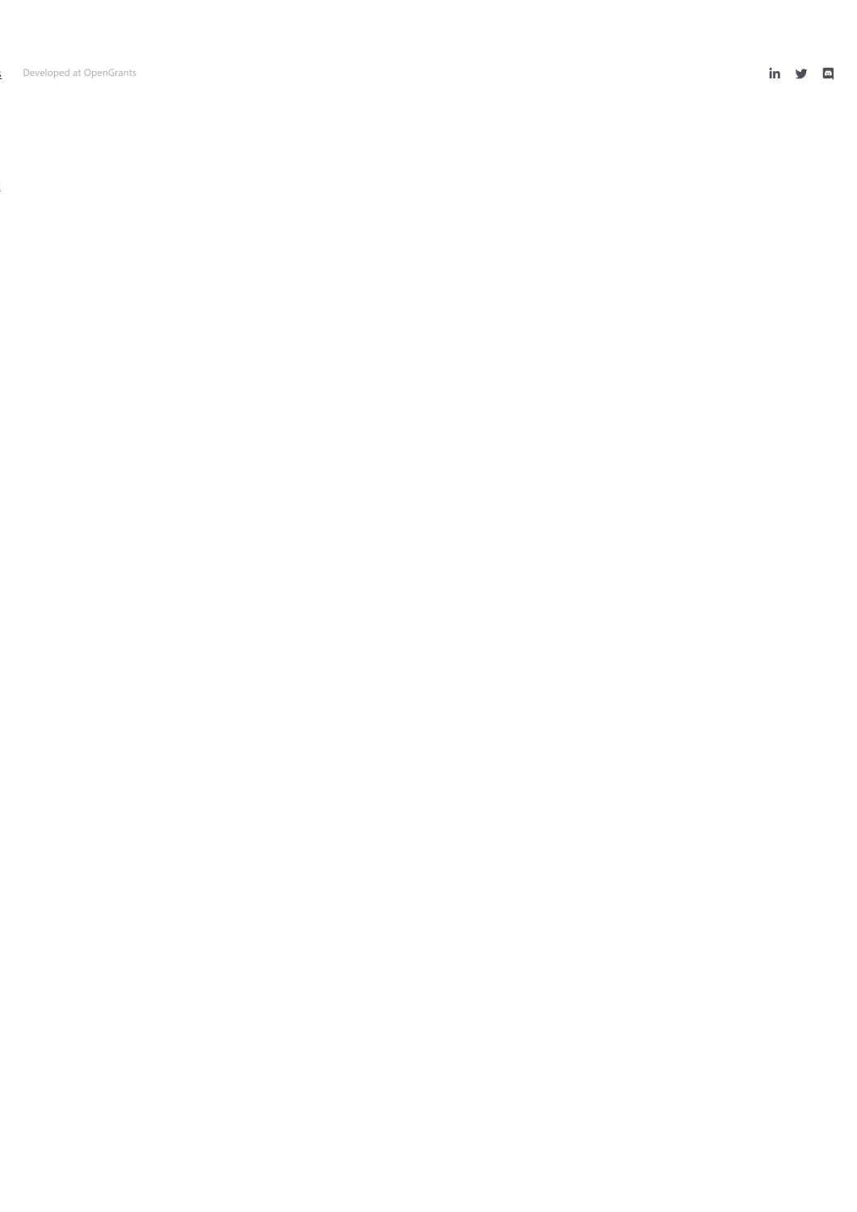Developed at OpenGrants